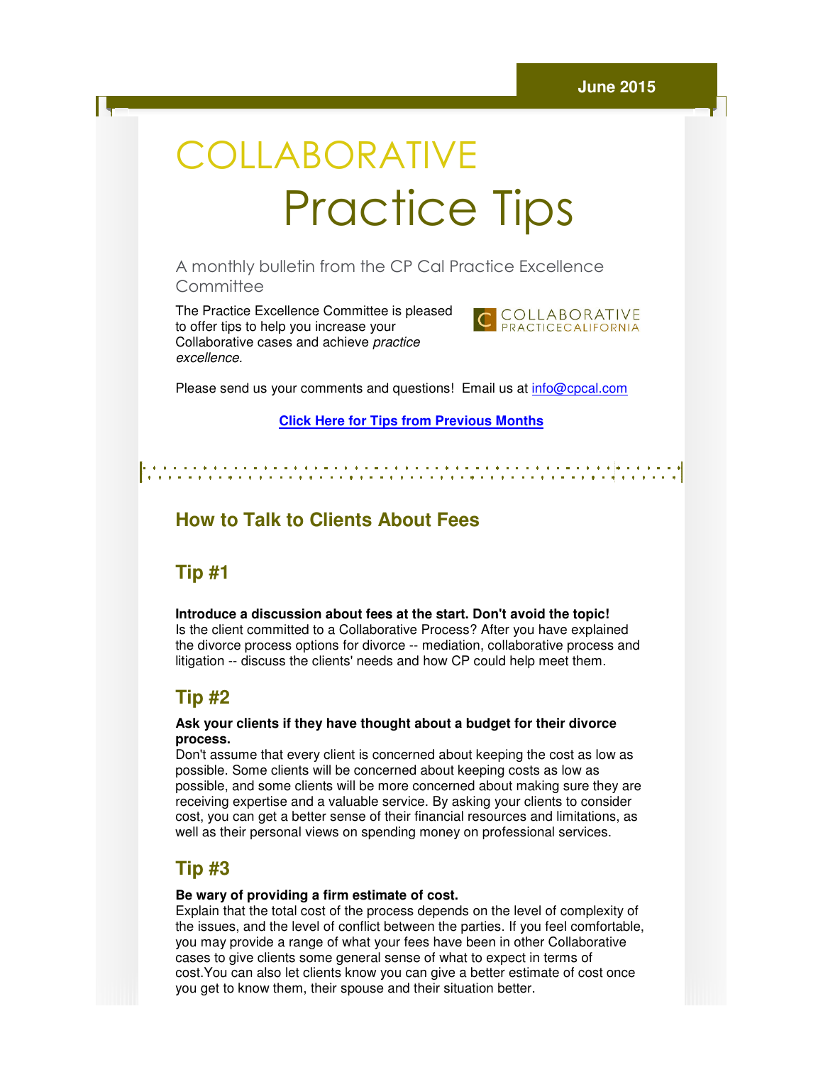June 2015

# COLLABORATIVE Practice Tips

A monthly bulletin from the CP Cal Practice Excellence Committee

The Practice Excellence Committee is pleased to offer tips to help you increase your Collaborative cases and achieve *practice excellence.*

COLLABORATIVE PRACTICECALIFORNIA

Please send us your comments and questions!  Email us at info@cpcal.com

**Click Here for Tips from Previous Months**

## How to Talk to Clients About Fees

### Tip #1

**Introduce a discussion about fees at the start. Don't avoid the topic!**
Is the client committed to a Collaborative Process? After you have explained the divorce process options for divorce -- mediation, collaborative process and litigation -- discuss the clients' needs and how CP could help meet them.

### Tip #2

**Ask your clients if they have thought about a budget for their divorce process.**
Don't assume that every client is concerned about keeping the cost as low as possible. Some clients will be concerned about keeping costs as low as possible, and some clients will be more concerned about making sure they are receiving expertise and a valuable service. By asking your clients to consider cost, you can get a better sense of their financial resources and limitations, as well as their personal views on spending money on professional services.

### Tip #3

**Be wary of providing a firm estimate of cost.**
Explain that the total cost of the process depends on the level of complexity of the issues, and the level of conflict between the parties. If you feel comfortable, you may provide a range of what your fees have been in other Collaborative cases to give clients some general sense of what to expect in terms of cost.You can also let clients know you can give a better estimate of cost once you get to know them, their spouse and their situation better.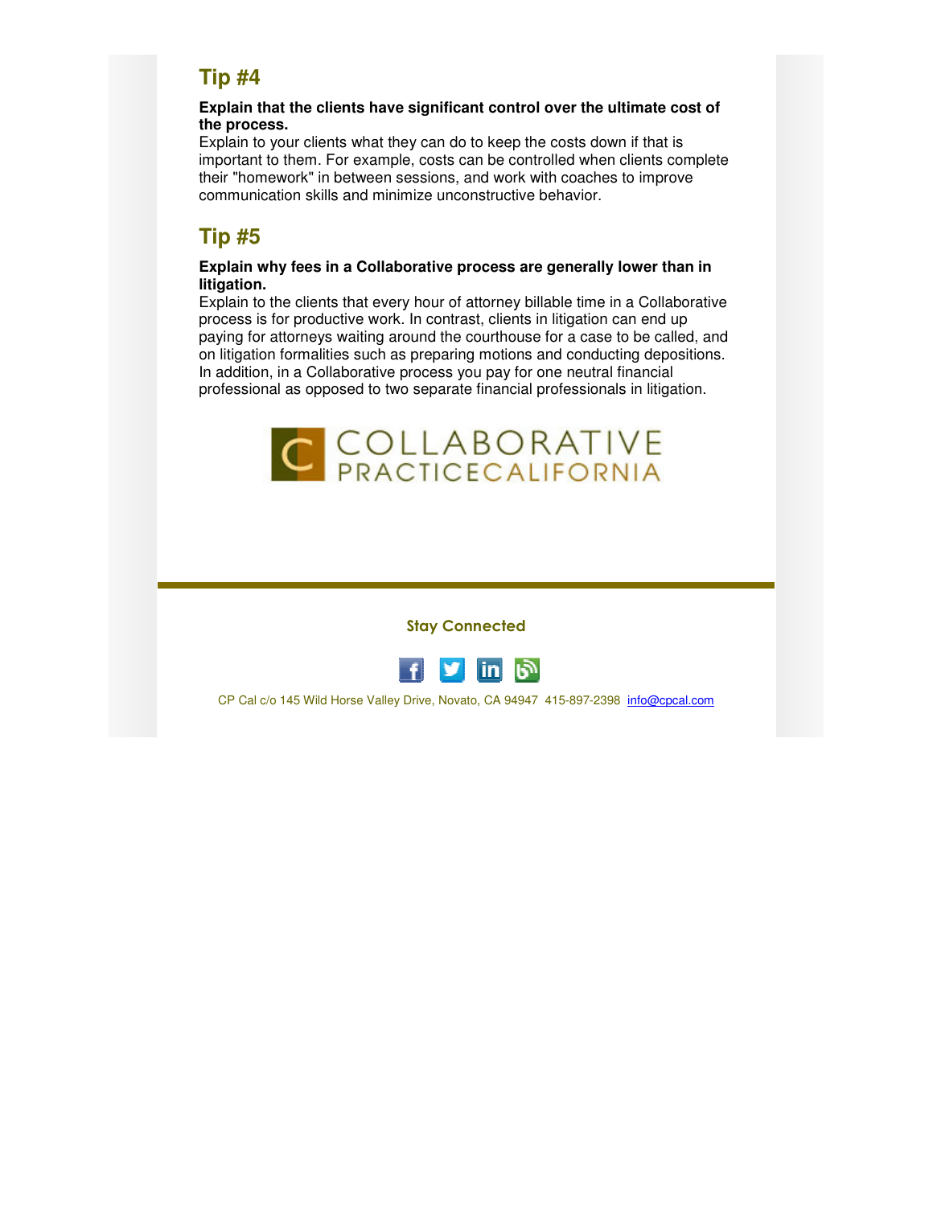## Tip #4

**Explain that the clients have significant control over the ultimate cost of the process.**
Explain to your clients what they can do to keep the costs down if that is important to them. For example, costs can be controlled when clients complete their "homework" in between sessions, and work with coaches to improve communication skills and minimize unconstructive behavior.

## Tip #5

**Explain why fees in a Collaborative process are generally lower than in litigation.**
Explain to the clients that every hour of attorney billable time in a Collaborative process is for productive work. In contrast, clients in litigation can end up paying for attorneys waiting around the courthouse for a case to be called, and on litigation formalities such as preparing motions and conducting depositions. In addition, in a Collaborative process you pay for one neutral financial professional as opposed to two separate financial professionals in litigation.

COLLABORATIVE PRACTICECALIFORNIA

**Stay Connected**

CP Cal c/o 145 Wild Horse Valley Drive, Novato, CA 94947 415-897-2398 info@cpcal.com